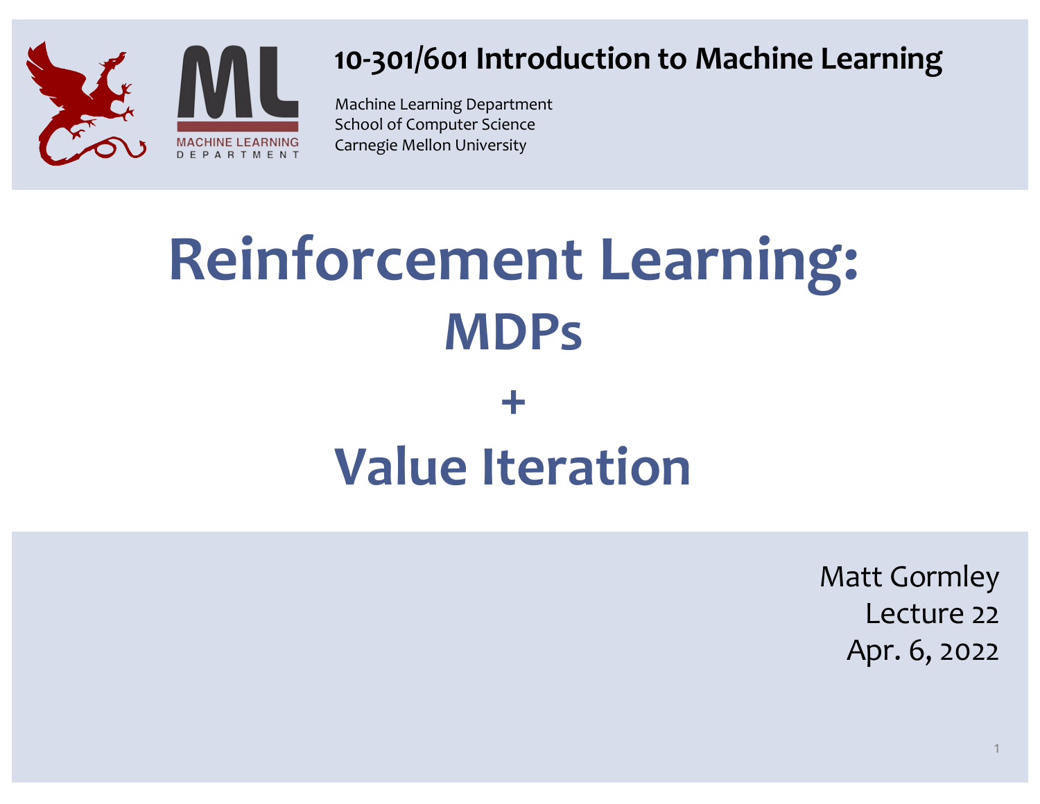**10-301/601 Introduction to Machine Learning**

Machine Learning Department
School of Computer Science
Carnegie Mellon University

# Reinforcement Learning: MDPs + Value Iteration

Matt Gormley
Lecture 22
Apr. 6, 2022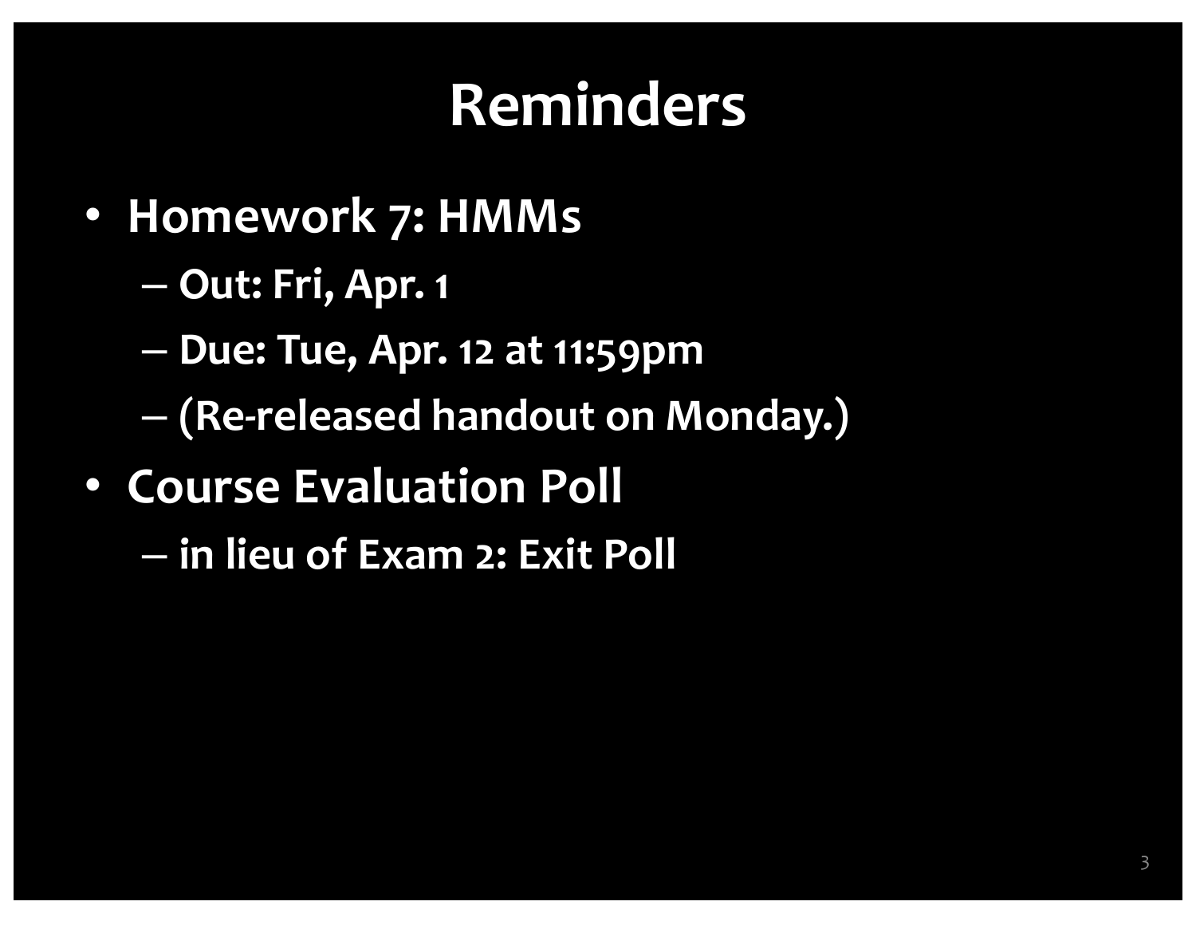# Reminders

- **Homework 7: HMMs**
  - **Out: Fri, Apr. 1**
  - **Due: Tue, Apr. 12 at 11:59pm**
  - **(Re-released handout on Monday.)**
- **Course Evaluation Poll**
  - **in lieu of Exam 2: Exit Poll**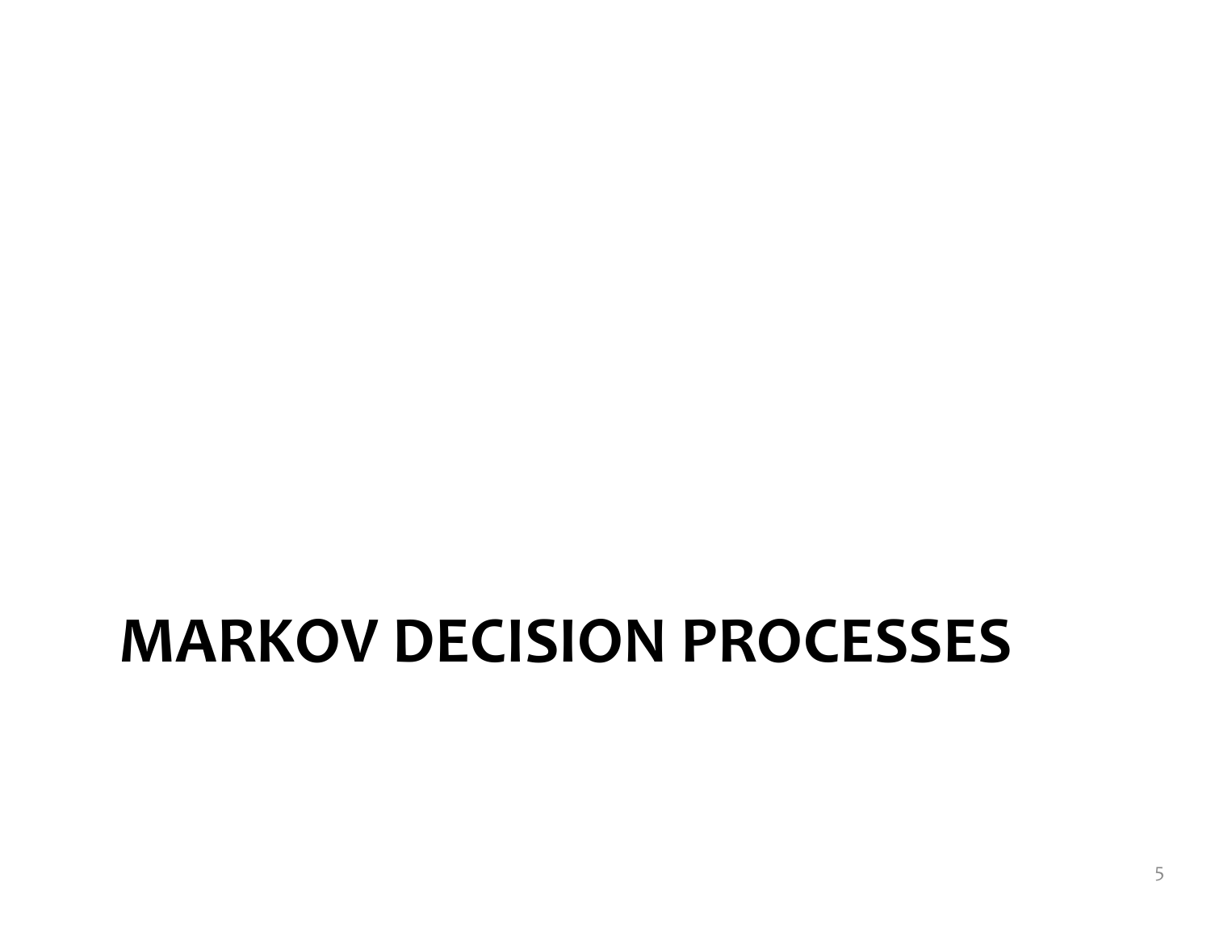# MARKOV DECISION PROCESSES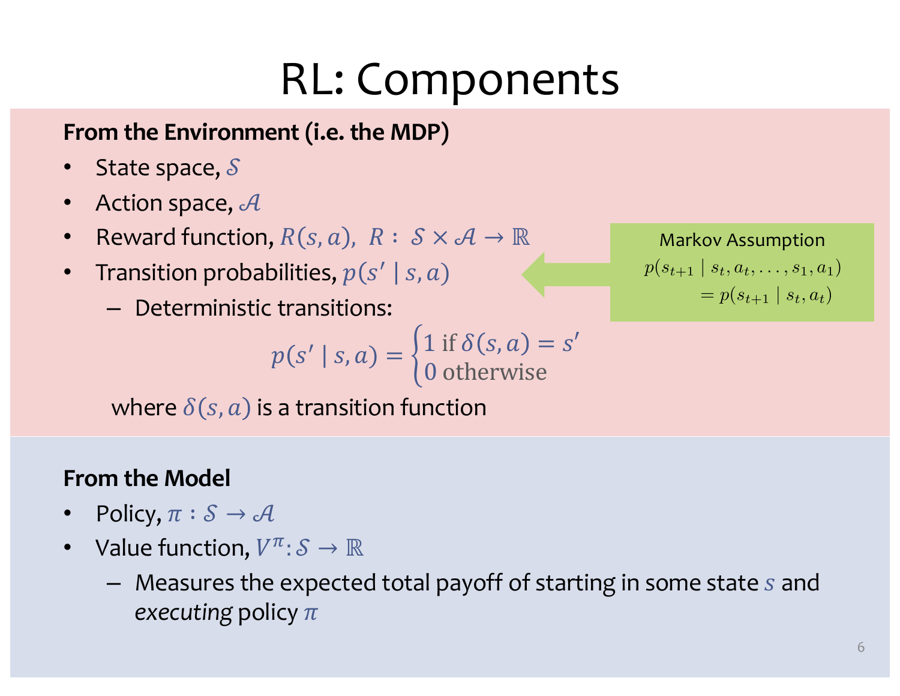# RL: Components

**From the Environment (i.e. the MDP)**

- State space, $\mathcal{S}$
- Action space, $\mathcal{A}$
- Reward function, $R(s, a),\ R:\ \mathcal{S} \times \mathcal{A} \rightarrow \mathbb{R}$
- Transition probabilities, $p(s' \mid s, a)$
  - Deterministic transitions:

$$p(s' \mid s, a) = \begin{cases} 1 \text{ if } \delta(s, a) = s' \\ 0 \text{ otherwise} \end{cases}$$

where $\delta(s, a)$ is a transition function

Markov Assumption

$$p(s_{t+1} \mid s_t, a_t, \ldots, s_1, a_1) = p(s_{t+1} \mid s_t, a_t)$$

**From the Model**

- Policy, $\pi : \mathcal{S} \rightarrow \mathcal{A}$
- Value function, $V^{\pi}: \mathcal{S} \rightarrow \mathbb{R}$
  - Measures the expected total payoff of starting in some state $s$ and *executing* policy $\pi$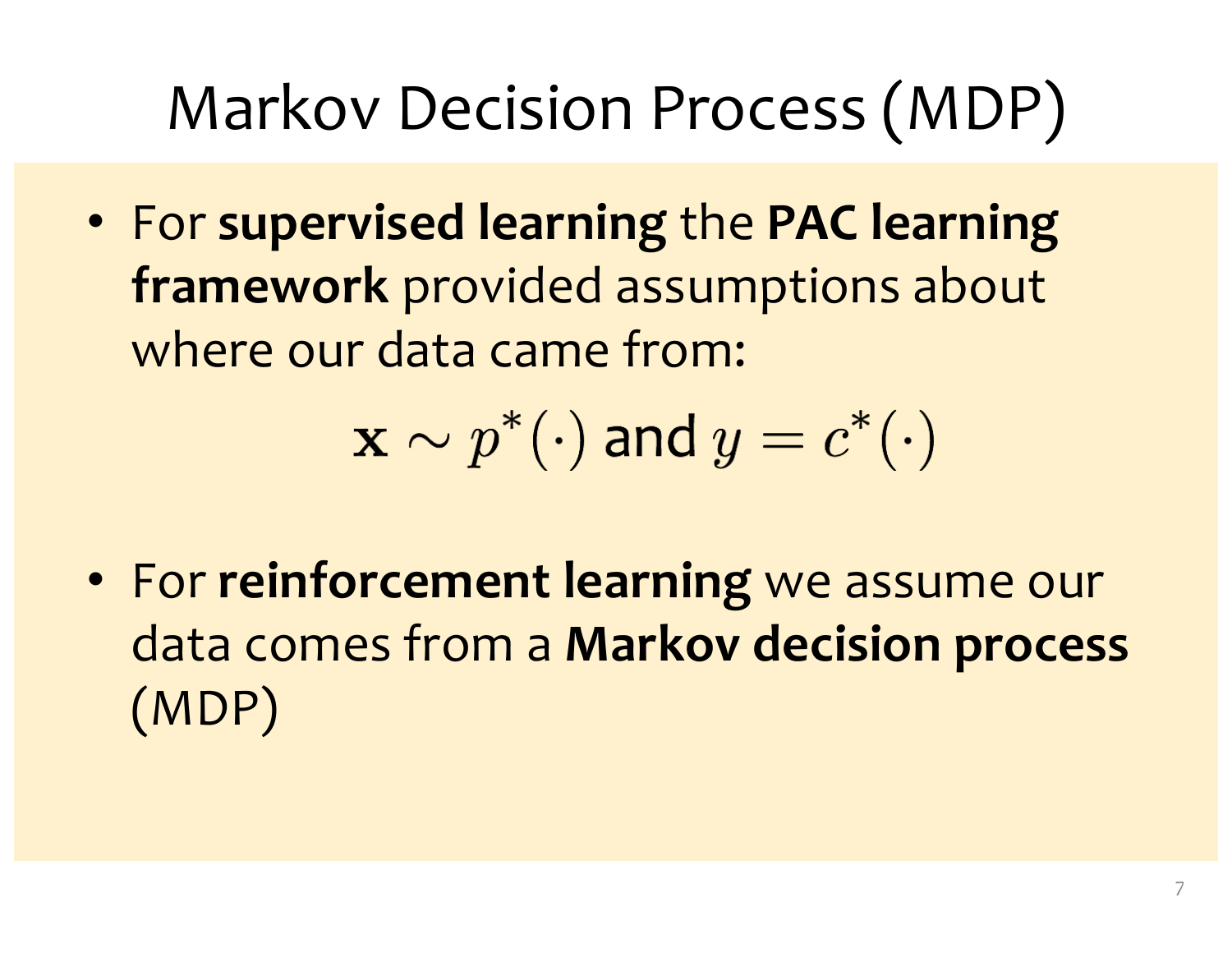# Markov Decision Process (MDP)

- For **supervised learning** the **PAC learning framework** provided assumptions about where our data came from:

$$\mathbf{x} \sim p^*(\cdot) \text{ and } y = c^*(\cdot)$$

- For **reinforcement learning** we assume our data comes from a **Markov decision process** (MDP)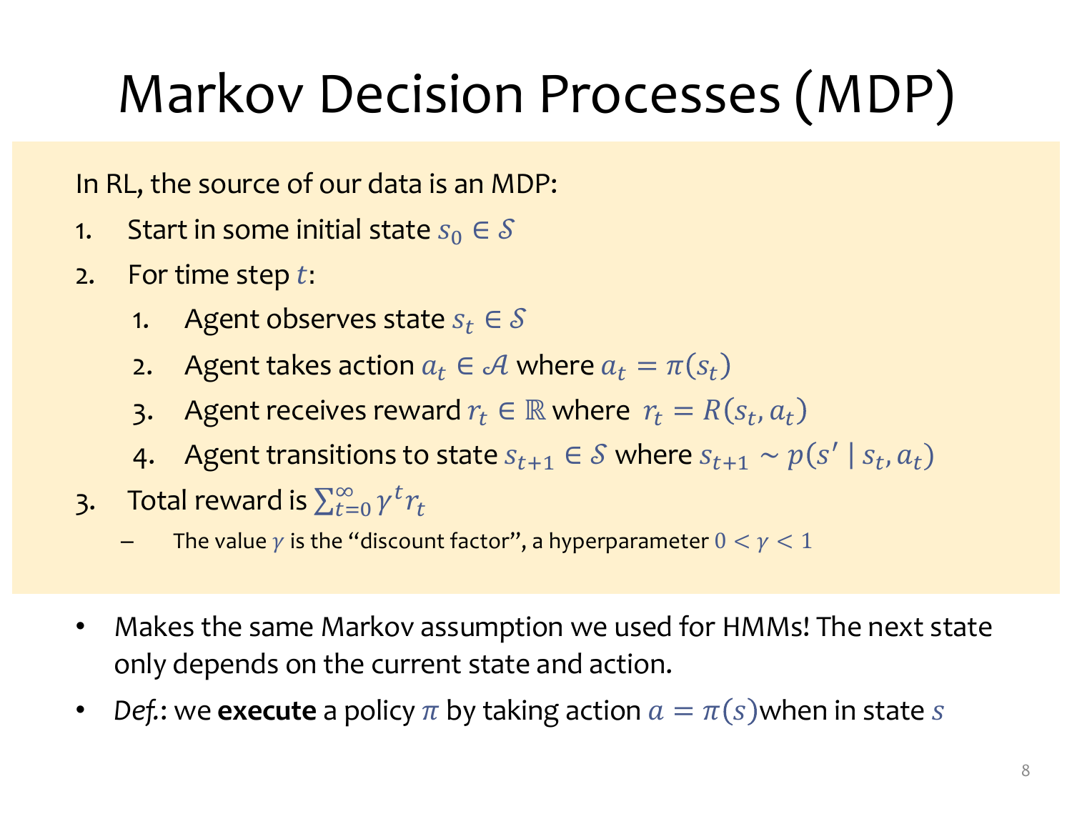# Markov Decision Processes (MDP)

In RL, the source of our data is an MDP:

1. Start in some initial state $s_0 \in \mathcal{S}$
2. For time step $t$:
   1. Agent observes state $s_t \in \mathcal{S}$
   2. Agent takes action $a_t \in \mathcal{A}$ where $a_t = \pi(s_t)$
   3. Agent receives reward $r_t \in \mathbb{R}$ where $r_t = R(s_t, a_t)$
   4. Agent transitions to state $s_{t+1} \in \mathcal{S}$ where $s_{t+1} \sim p(s' \mid s_t, a_t)$
3. Total reward is $\sum_{t=0}^{\infty} \gamma^t r_t$
   – The value $\gamma$ is the "discount factor", a hyperparameter $0 < \gamma < 1$

- Makes the same Markov assumption we used for HMMs! The next state only depends on the current state and action.
- *Def.*: we **execute** a policy $\pi$ by taking action $a = \pi(s)$ when in state $s$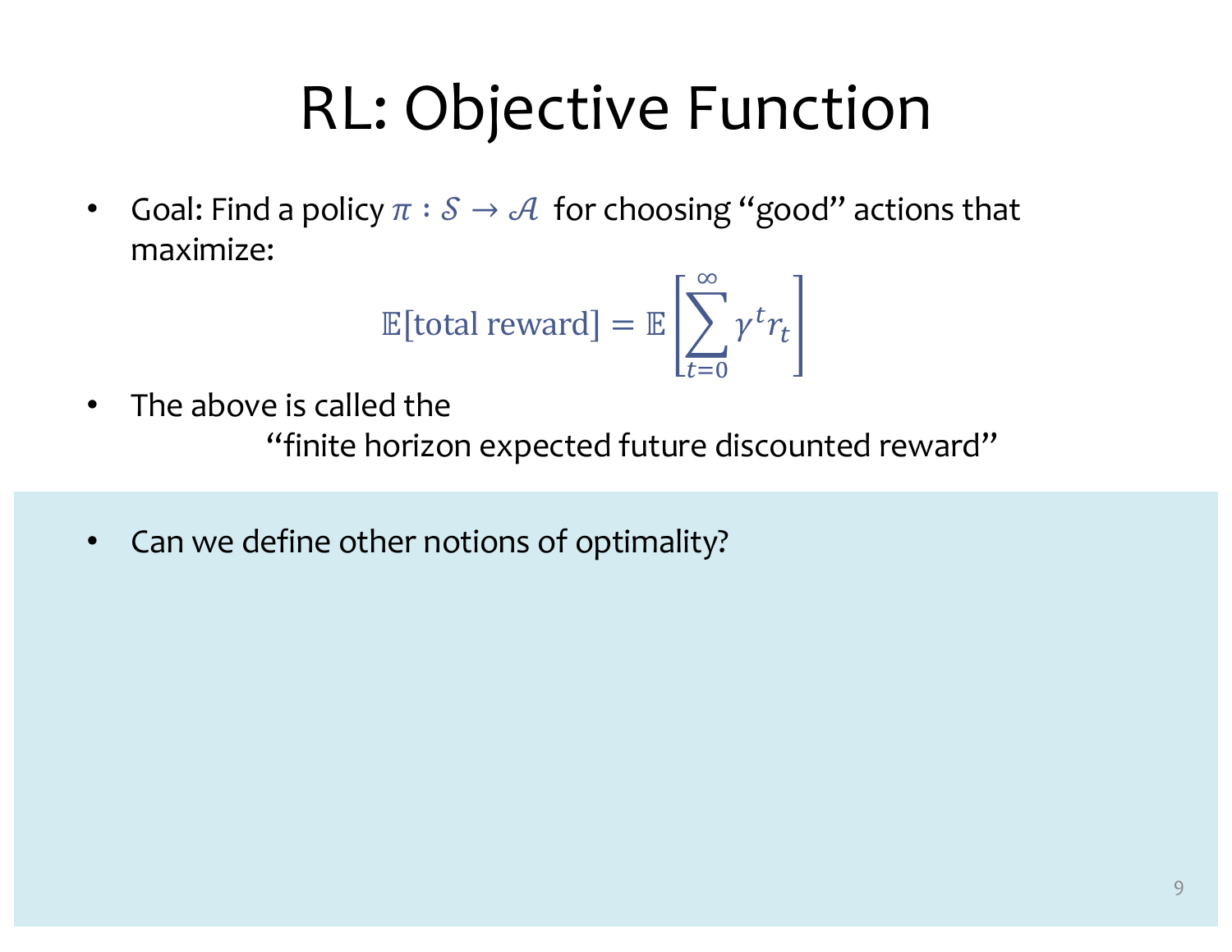# RL: Objective Function

- Goal: Find a policy $\pi : \mathcal{S} \rightarrow \mathcal{A}$ for choosing "good" actions that maximize:

$$\mathbb{E}[\text{total reward}] = \mathbb{E}\left[\sum_{t=0}^{\infty} \gamma^t r_t\right]$$

- The above is called the
  "finite horizon expected future discounted reward"

- Can we define other notions of optimality?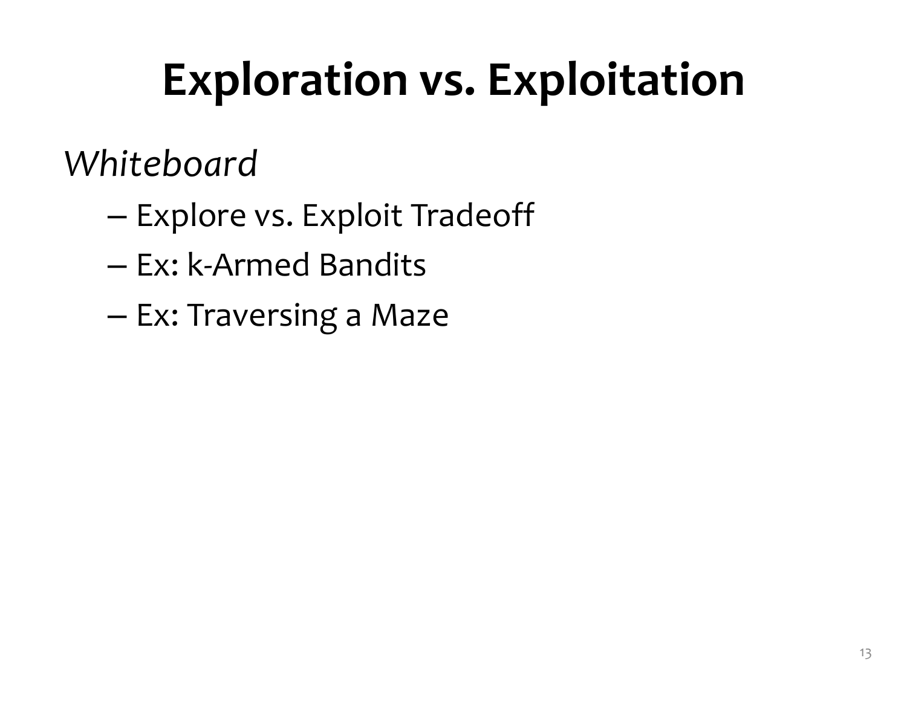# Exploration vs. Exploitation

*Whiteboard*

- Explore vs. Exploit Tradeoff
- Ex: k-Armed Bandits
- Ex: Traversing a Maze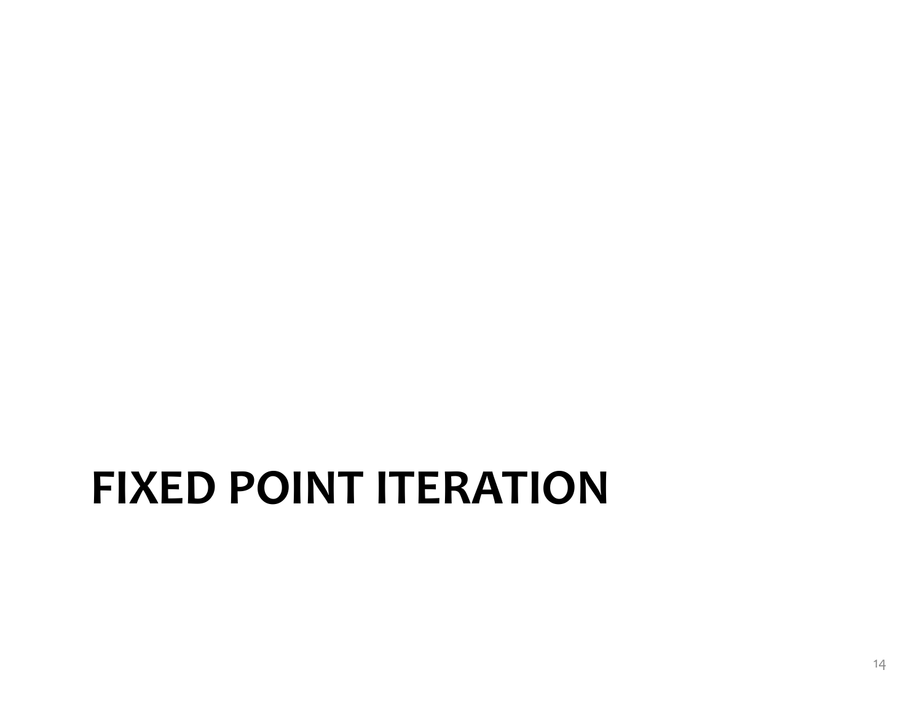# FIXED POINT ITERATION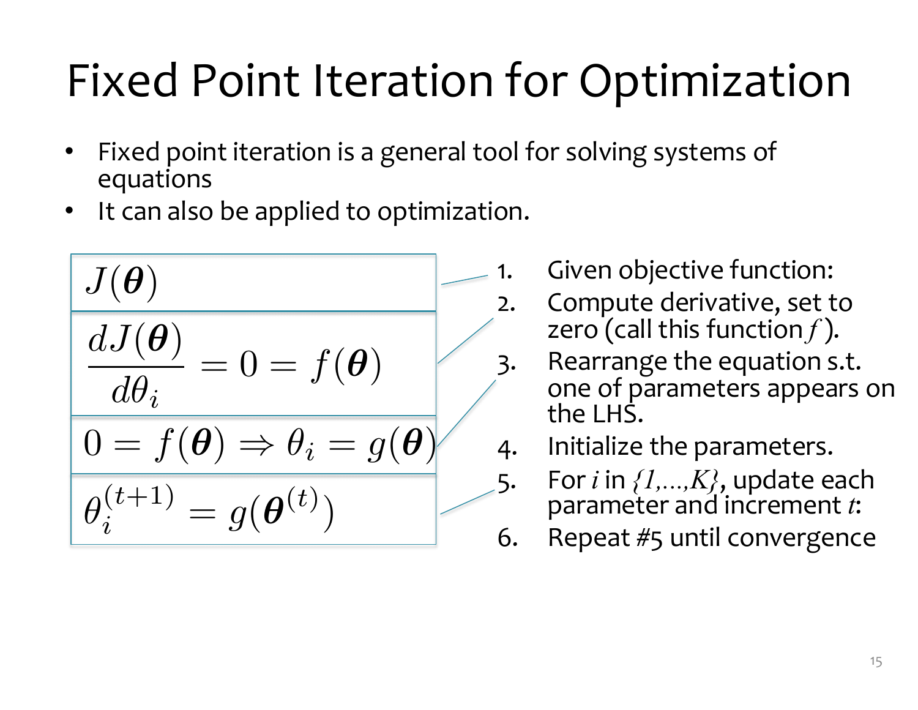# Fixed Point Iteration for Optimization

- Fixed point iteration is a general tool for solving systems of equations
- It can also be applied to optimization.

$$J(\boldsymbol{\theta})$$

$$\frac{dJ(\boldsymbol{\theta})}{d\theta_i} = 0 = f(\boldsymbol{\theta})$$

$$0 = f(\boldsymbol{\theta}) \Rightarrow \theta_i = g(\boldsymbol{\theta})$$

$$\theta_i^{(t+1)} = g(\boldsymbol{\theta}^{(t)})$$

1. Given objective function:
2. Compute derivative, set to zero (call this function $f$).
3. Rearrange the equation s.t. one of parameters appears on the LHS.
4. Initialize the parameters.
5. For $i$ in $\{1,\ldots,K\}$, update each parameter and increment $t$:
6. Repeat #5 until convergence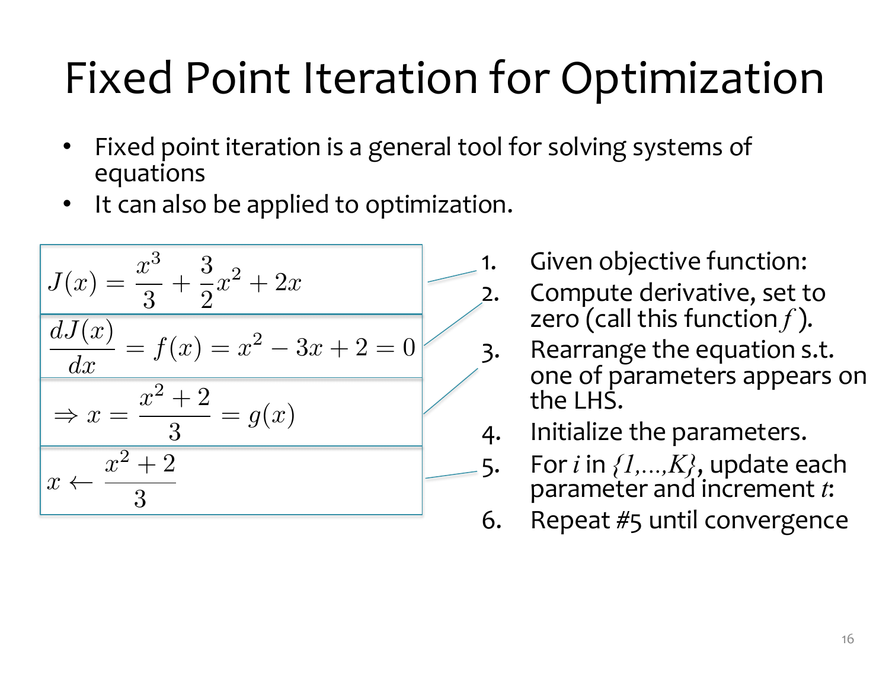# Fixed Point Iteration for Optimization

- Fixed point iteration is a general tool for solving systems of equations
- It can also be applied to optimization.

$$J(x) = \frac{x^3}{3} + \frac{3}{2}x^2 + 2x$$

$$\frac{dJ(x)}{dx} = f(x) = x^2 - 3x + 2 = 0$$

$$\Rightarrow x = \frac{x^2 + 2}{3} = g(x)$$

$$x \leftarrow \frac{x^2 + 2}{3}$$

1. Given objective function:
2. Compute derivative, set to zero (call this function $f$).
3. Rearrange the equation s.t. one of parameters appears on the LHS.
4. Initialize the parameters.
5. For $i$ in $\{1,\ldots,K\}$, update each parameter and increment $t$:
6. Repeat #5 until convergence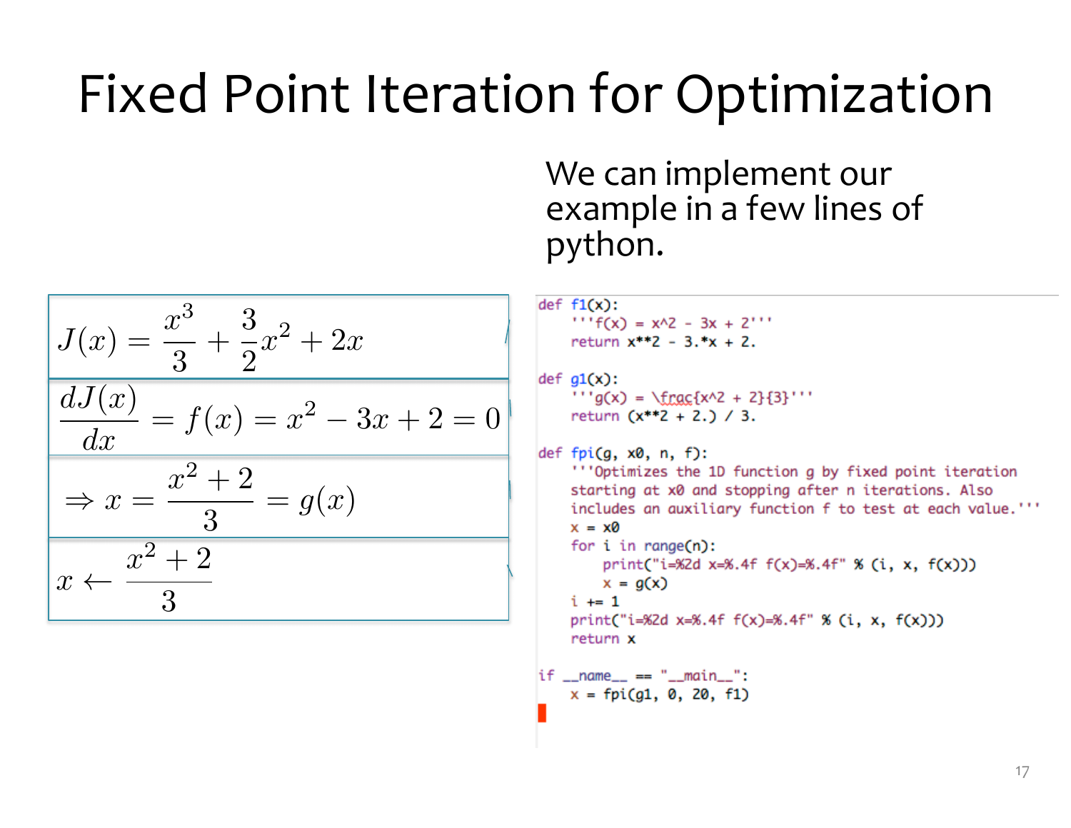# Fixed Point Iteration for Optimization

We can implement our example in a few lines of python.

$$J(x) = \frac{x^3}{3} + \frac{3}{2}x^2 + 2x$$

$$\frac{dJ(x)}{dx} = f(x) = x^2 - 3x + 2 = 0$$

$$\Rightarrow x = \frac{x^2 + 2}{3} = g(x)$$

$$x \leftarrow \frac{x^2 + 2}{3}$$

```python
def f1(x):
    '''f(x) = x^2 - 3x + 2'''
    return x**2 - 3.*x + 2.

def g1(x):
    '''g(x) = \frac{x^2 + 2}{3}'''
    return (x**2 + 2.) / 3.

def fpi(g, x0, n, f):
    '''Optimizes the 1D function g by fixed point iteration
    starting at x0 and stopping after n iterations. Also
    includes an auxiliary function f to test at each value.'''
    x = x0
    for i in range(n):
        print("i=%2d x=%.4f f(x)=%.4f" % (i, x, f(x)))
        x = g(x)
    i += 1
    print("i=%2d x=%.4f f(x)=%.4f" % (i, x, f(x)))
    return x

if __name__ == "__main__":
    x = fpi(g1, 0, 20, f1)
```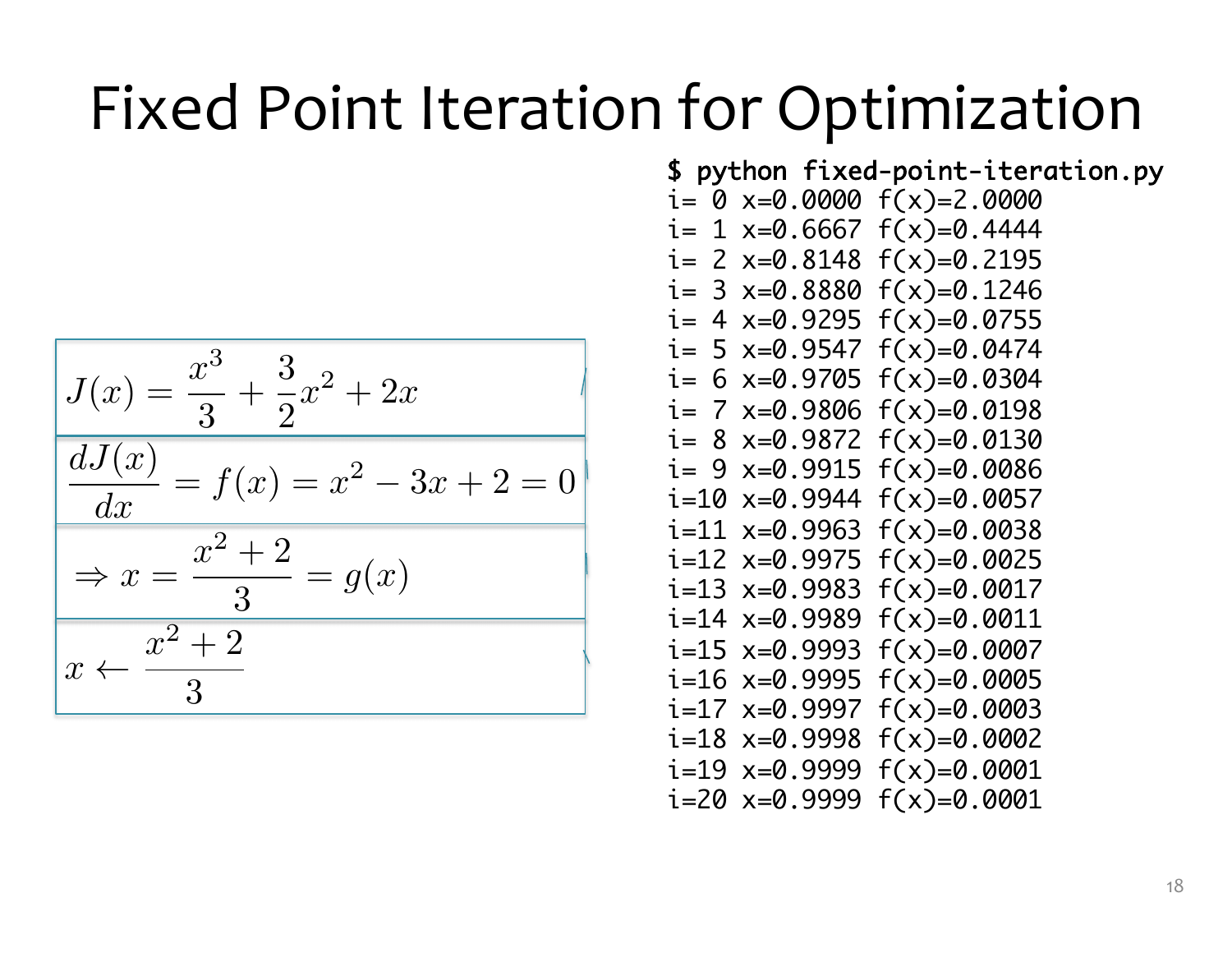# Fixed Point Iteration for Optimization

$$J(x) = \frac{x^3}{3} + \frac{3}{2}x^2 + 2x$$

$$\frac{dJ(x)}{dx} = f(x) = x^2 - 3x + 2 = 0$$

$$\Rightarrow x = \frac{x^2 + 2}{3} = g(x)$$

$$x \leftarrow \frac{x^2 + 2}{3}$$

```
$ python fixed-point-iteration.py
i= 0 x=0.0000 f(x)=2.0000
i= 1 x=0.6667 f(x)=0.4444
i= 2 x=0.8148 f(x)=0.2195
i= 3 x=0.8880 f(x)=0.1246
i= 4 x=0.9295 f(x)=0.0755
i= 5 x=0.9547 f(x)=0.0474
i= 6 x=0.9705 f(x)=0.0304
i= 7 x=0.9806 f(x)=0.0198
i= 8 x=0.9872 f(x)=0.0130
i= 9 x=0.9915 f(x)=0.0086
i=10 x=0.9944 f(x)=0.0057
i=11 x=0.9963 f(x)=0.0038
i=12 x=0.9975 f(x)=0.0025
i=13 x=0.9983 f(x)=0.0017
i=14 x=0.9989 f(x)=0.0011
i=15 x=0.9993 f(x)=0.0007
i=16 x=0.9995 f(x)=0.0005
i=17 x=0.9997 f(x)=0.0003
i=18 x=0.9998 f(x)=0.0002
i=19 x=0.9999 f(x)=0.0001
i=20 x=0.9999 f(x)=0.0001
```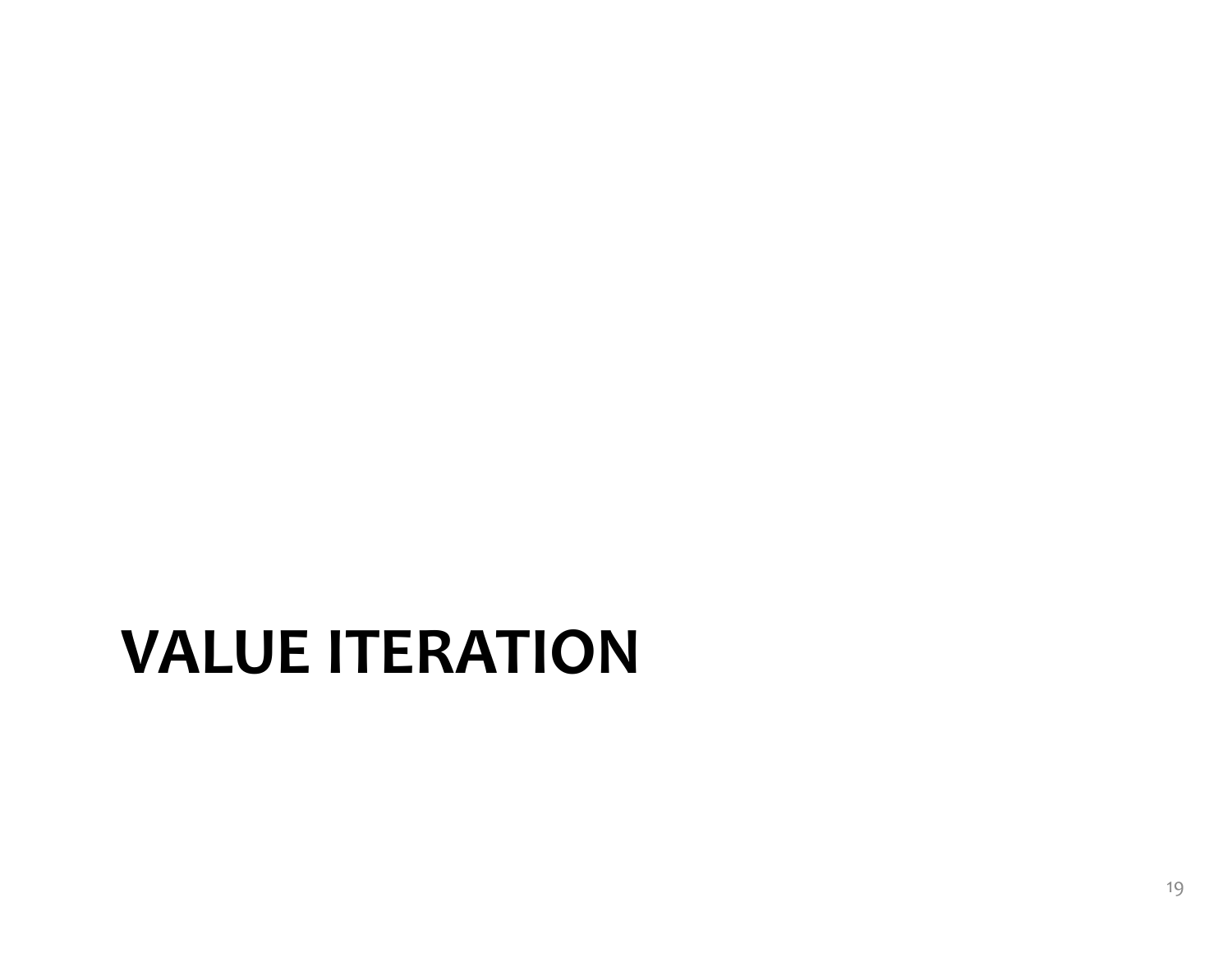# VALUE ITERATION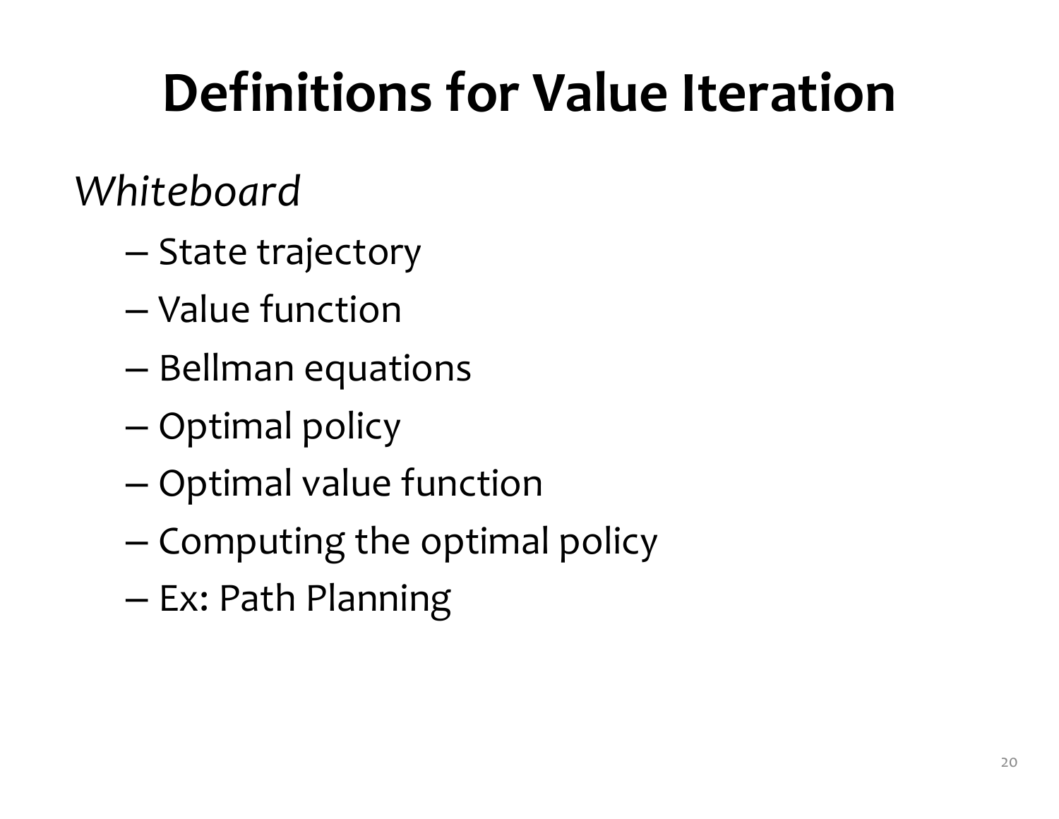# Definitions for Value Iteration

*Whiteboard*

- State trajectory
- Value function
- Bellman equations
- Optimal policy
- Optimal value function
- Computing the optimal policy
- Ex: Path Planning